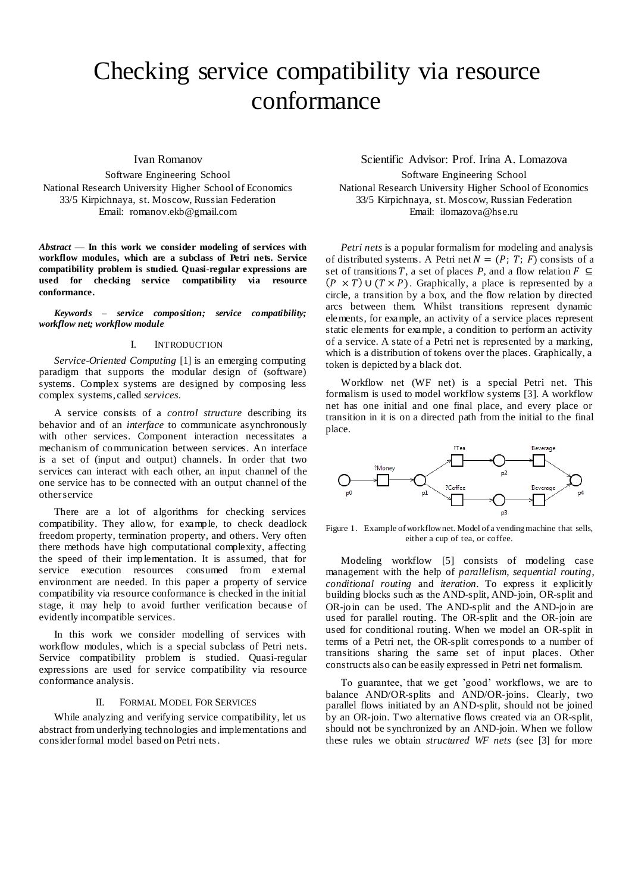# Checking service compatibility via resource conformance

Ivan Romanov
Software Engineering School
National Research University Higher School of Economics
33/5 Kirpichnaya, st. Moscow, Russian Federation
Email: romanov.ekb@gmail.com

Scientific Advisor: Prof. Irina A. Lomazova
Software Engineering School
National Research University Higher School of Economics
33/5 Kirpichnaya, st. Moscow, Russian Federation
Email: ilomazova@hse.ru

***Abstract*** **— In this work we consider modeling of services with workflow modules, which are a subclass of Petri nets. Service compatibility problem is studied. Quasi-regular expressions are used for checking service compatibility via resource conformance.**

***Keywords – service composition; service compatibility; workflow net; workflow module***

## I. Introduction

*Service-Oriented Computing* [1] is an emerging computing paradigm that supports the modular design of (software) systems. Complex systems are designed by composing less complex systems, called *services*.

A service consists of a *control structure* describing its behavior and of an *interface* to communicate asynchronously with other services. Component interaction necessitates a mechanism of communication between services. An interface is a set of (input and output) channels. In order that two services can interact with each other, an input channel of the one service has to be connected with an output channel of the other service

There are a lot of algorithms for checking services compatibility. They allow, for example, to check deadlock freedom property, termination property, and others. Very often there methods have high computational complexity, affecting the speed of their implementation. It is assumed, that for service execution resources consumed from external environment are needed. In this paper a property of service compatibility via resource conformance is checked in the initial stage, it may help to avoid further verification because of evidently incompatible services.

In this work we consider modelling of services with workflow modules, which is a special subclass of Petri nets. Service compatibility problem is studied. Quasi-regular expressions are used for service compatibility via resource conformance analysis.

## II. Formal Model For Services

While analyzing and verifying service compatibility, let us abstract from underlying technologies and implementations and consider formal model based on Petri nets.

*Petri nets* is a popular formalism for modeling and analysis of distributed systems. A Petri net $N = (P; T; F)$ consists of a set of transitions $T$, a set of places $P$, and a flow relation $F \subseteq (P \times T) \cup (T \times P)$. Graphically, a place is represented by a circle, a transition by a box, and the flow relation by directed arcs between them. Whilst transitions represent dynamic elements, for example, an activity of a service places represent static elements for example, a condition to perform an activity of a service. A state of a Petri net is represented by a marking, which is a distribution of tokens over the places. Graphically, a token is depicted by a black dot.

Workflow net (WF net) is a special Petri net. This formalism is used to model workflow systems [3]. A workflow net has one initial and one final place, and every place or transition in it is on a directed path from the initial to the final place.

Figure 1. Example of workflow net. Model of a vending machine that sells, either a cup of tea, or coffee.

Modeling workflow [5] consists of modeling case management with the help of *parallelism, sequential routing, conditional routing* and *iteration*. To express it explicitly building blocks such as the AND-split, AND-join, OR-split and OR-join can be used. The AND-split and the AND-join are used for parallel routing. The OR-split and the OR-join are used for conditional routing. When we model an OR-split in terms of a Petri net, the OR-split corresponds to a number of transitions sharing the same set of input places. Other constructs also can be easily expressed in Petri net formalism.

To guarantee, that we get 'good' workflows, we are to balance AND/OR-splits and AND/OR-joins. Clearly, two parallel flows initiated by an AND-split, should not be joined by an OR-join. Two alternative flows created via an OR-split, should not be synchronized by an AND-join. When we follow these rules we obtain *structured WF nets* (see [3] for more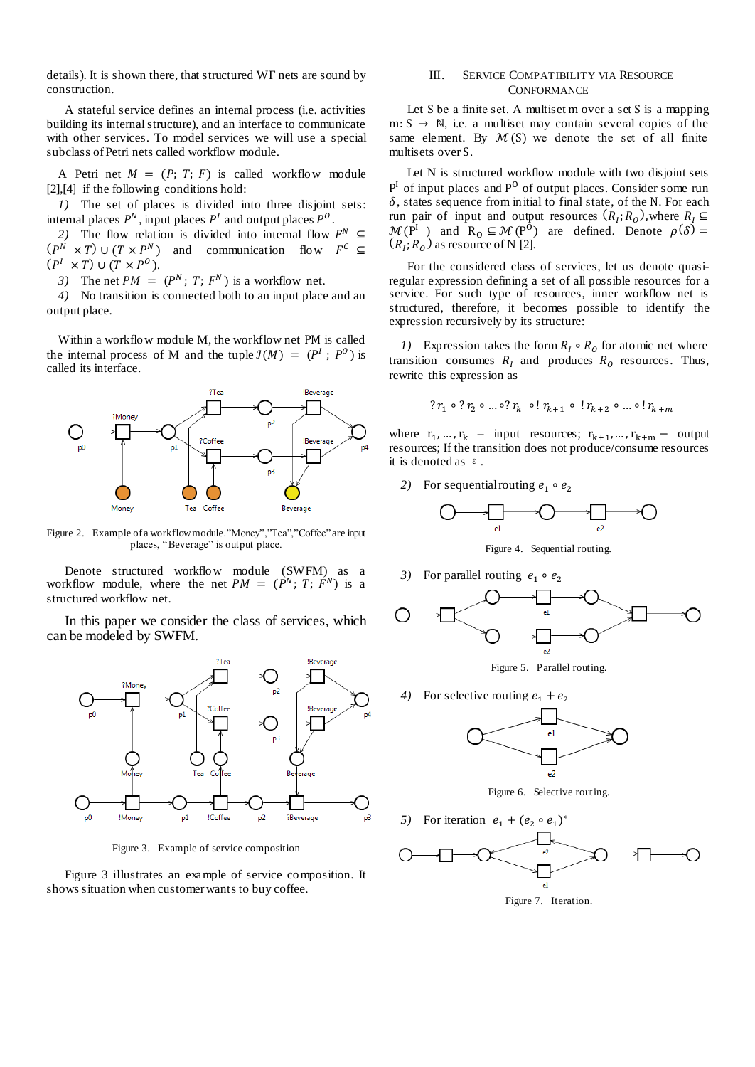details). It is shown there, that structured WF nets are sound by construction.

A stateful service defines an internal process (i.e. activities building its internal structure), and an interface to communicate with other services. To model services we will use a special subclass of Petri nets called workflow module.

A Petri net $M = (P; T; F)$ is called workflow module [2],[4] if the following conditions hold:

*1)* The set of places is divided into three disjoint sets: internal places $P^N$, input places $P^I$ and output places $P^O$.

*2)* The flow relation is divided into internal flow $F^N \subseteq (P^N \times T) \cup (T \times P^N)$ and communication flow $F^C \subseteq (P^I \times T) \cup (T \times P^O)$.

*3)* The net $PM = (P^N; T; F^N)$ is a workflow net.

*4)* No transition is connected both to an input place and an output place.

Within a workflow module M, the workflow net PM is called the internal process of M and the tuple $\mathcal{I}(M) = (P^I; P^O)$ is called its interface.

Figure 2. Example of a workflow module."Money","Tea","Coffee" are input places, "Beverage" is output place.

Denote structured workflow module (SWFM) as a workflow module, where the net $PM = (P^N; T; F^N)$ is a structured workflow net.

In this paper we consider the class of services, which can be modeled by SWFM.

Figure 3. Example of service composition

Figure 3 illustrates an example of service composition. It shows situation when customer wants to buy coffee.

## III. Service Compatibility via Resource Conformance

Let S be a finite set. A multiset m over a set S is a mapping $m: S \to \mathbb{N}$, i.e. a multiset may contain several copies of the same element. By $\mathcal{M}(S)$ we denote the set of all finite multisets over S.

Let N is structured workflow module with two disjoint sets $P^I$ of input places and $P^O$ of output places. Consider some run $\delta$, states sequence from initial to final state, of the N. For each run pair of input and output resources $(R_I; R_O)$, where $R_I \subseteq \mathcal{M}(P^I)$ and $R_O \subseteq \mathcal{M}(P^O)$ are defined. Denote $\rho(\delta) = (R_I; R_O)$ as resource of N [2].

For the considered class of services, let us denote quasi-regular expression defining a set of all possible resources for a service. For such type of resources, inner workflow net is structured, therefore, it becomes possible to identify the expression recursively by its structure:

*1)* Expression takes the form $R_I \circ R_O$ for atomic net where transition consumes $R_I$ and produces $R_O$ resources. Thus, rewrite this expression as

$$?r_1 \circ ?r_2 \circ \ldots \circ ?r_k \circ !r_{k+1} \circ !r_{k+2} \circ \ldots \circ !r_{k+m}$$

where $r_1, \ldots, r_k$ – input resources; $r_{k+1}, \ldots, r_{k+m}$ – output resources; If the transition does not produce/consume resources it is denoted as $\varepsilon$.

*2)* For sequential routing $e_1 \circ e_2$

Figure 4. Sequential routing.

*3)* For parallel routing $e_1 \circ e_2$

Figure 5. Parallel routing.

*4)* For selective routing $e_1 + e_2$

Figure 6. Selective routing.

*5)* For iteration $e_1 + (e_2 \circ e_1)^*$

Figure 7. Iteration.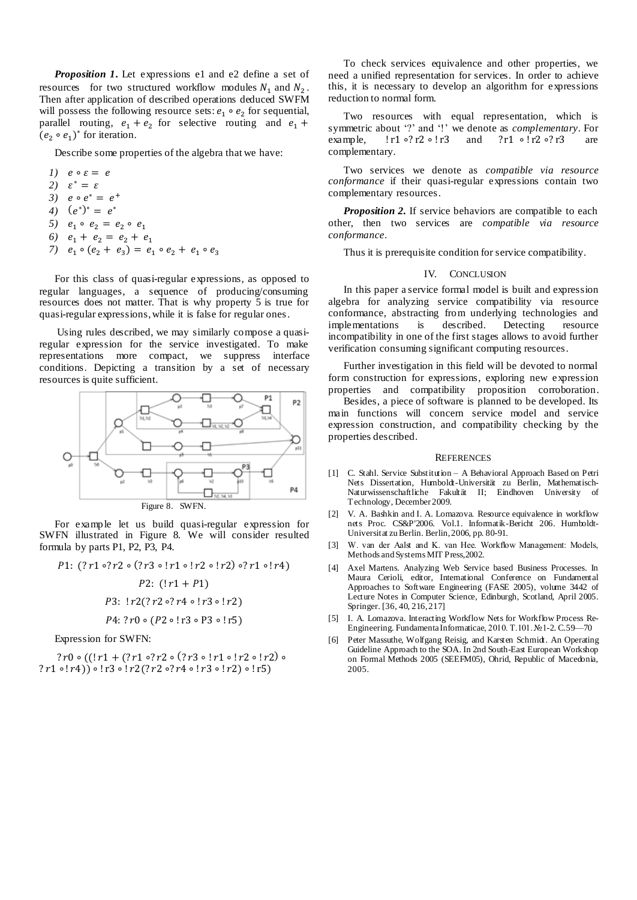***Proposition 1***. Let expressions e1 and e2 define a set of resources for two structured workflow modules $N_1$ and $N_2$. Then after application of described operations deduced SWFM will possess the following resource sets: $e_1 \circ e_2$ for sequential, parallel routing, $e_1 + e_2$ for selective routing and $e_1 + (e_2 \circ e_1)^*$ for iteration.

Describe some properties of the algebra that we have:

1) $e \circ \varepsilon = e$
2) $\varepsilon^* = \varepsilon$
3) $e \circ e^* = e^+$
4) $(e^*)^* = e^*$
5) $e_1 \circ e_2 = e_2 \circ e_1$
6) $e_1 + e_2 = e_2 + e_1$
7) $e_1 \circ (e_2 + e_3) = e_1 \circ e_2 + e_1 \circ e_3$

For this class of quasi-regular expressions, as opposed to regular languages, a sequence of producing/consuming resources does not matter. That is why property 5 is true for quasi-regular expressions, while it is false for regular ones.

Using rules described, we may similarly compose a quasi-regular expression for the service investigated. To make representations more compact, we suppress interface conditions. Depicting a transition by a set of necessary resources is quite sufficient.

Figure 8. SWFN.

For example let us build quasi-regular expression for SWFN illustrated in Figure 8. We will consider resulted formula by parts P1, P2, P3, P4.

$$P1\text{: } (?r1 \circ ?r2 \circ (?r3 \circ !r1 \circ !r2 \circ !r2) \circ ?r1 \circ !r4)$$

$$P2\text{: } (!r1 + P1)$$

$$P3\text{: } !r2(?r2 \circ ?r4 \circ !r3 \circ !r2)$$

$$P4\text{: } ?r0 \circ (P2 \circ !r3 \circ P3 \circ !r5)$$

Expression for SWFN:

$$?r0 \circ ((!r1 + (?r1 \circ ?r2 \circ (?r3 \circ !r1 \circ !r2 \circ !r2) \circ ?r1 \circ !r4)) \circ !r3 \circ !r2(?r2 \circ ?r4 \circ !r3 \circ !r2) \circ !r5)$$

To check services equivalence and other properties, we need a unified representation for services. In order to achieve this, it is necessary to develop an algorithm for expressions reduction to normal form.

Two resources with equal representation, which is symmetric about '?' and '!' we denote as *complementary*. For example, $!r1 \circ ?r2 \circ !r3$ and $?r1 \circ !r2 \circ ?r3$ are complementary.

Two services we denote as *compatible via resource conformance* if their quasi-regular expressions contain two complementary resources.

***Proposition 2***. If service behaviors are compatible to each other, then two services are *compatible via resource conformance*.

Thus it is prerequisite condition for service compatibility.

## IV. Conclusion

In this paper a service formal model is built and expression algebra for analyzing service compatibility via resource conformance, abstracting from underlying technologies and implementations is described. Detecting resource incompatibility in one of the first stages allows to avoid further verification consuming significant computing resources.

Further investigation in this field will be devoted to normal form construction for expressions, exploring new expression properties and compatibility proposition corroboration. Besides, a piece of software is planned to be developed. Its main functions will concern service model and service expression construction, and compatibility checking by the properties described.

## References

[1] C. Stahl. Service Substitution – A Behavioral Approach Based on Petri Nets Dissertation, Humboldt-Universität zu Berlin, Mathematisch-Naturwissenschaftliche Fakultät II; Eindhoven University of Technology, December 2009.

[2] V. A. Bashkin and I. A. Lomazova. Resource equivalence in workflow nets Proc. CS&P'2006. Vol.1. Informatik-Bericht 206. Humboldt-Universitat zu Berlin. Berlin, 2006, pp. 80-91.

[3] W. van der Aalst and K. van Hee. Workflow Management: Models, Methods and Systems MIT Press,2002.

[4] Axel Martens. Analyzing Web Service based Business Processes. In Maura Cerioli, editor, International Conference on Fundamental Approaches to Software Engineering (FASE 2005), volume 3442 of Lecture Notes in Computer Science, Edinburgh, Scotland, April 2005. Springer. [36, 40, 216, 217]

[5] I. A. Lomazova. Interacting Workflow Nets for Workflow Process Re-Engineering. Fundamenta Informaticae, 2010. T.101. №1-2. C.59—70

[6] Peter Massuthe, Wolfgang Reisig, and Karsten Schmidt. An Operating Guideline Approach to the SOA. In 2nd South-East European Workshop on Formal Methods 2005 (SEEFM05), Ohrid, Republic of Macedonia, 2005.